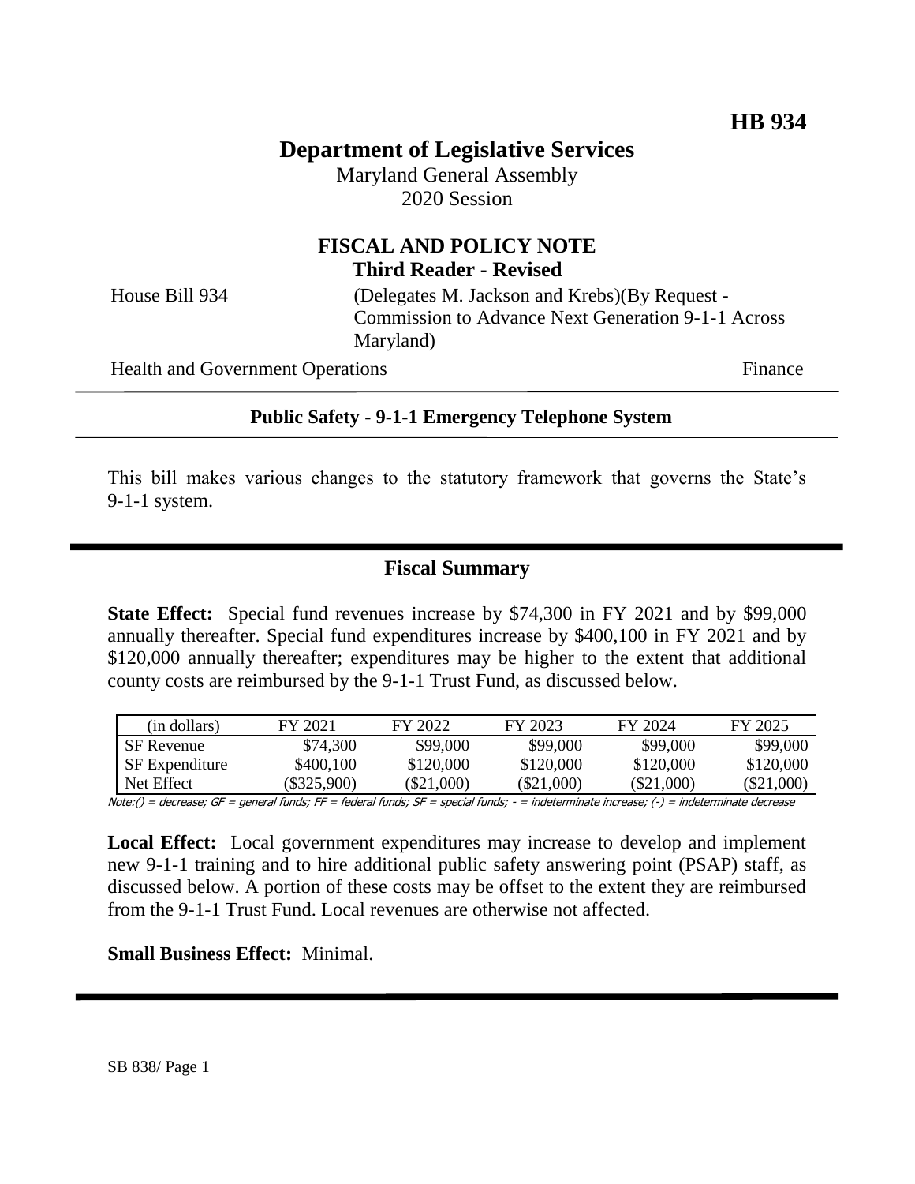**HB 934**

# Department of Legislative Services

Maryland General Assembly
2020 Session

## FISCAL AND POLICY NOTE
**Third Reader - Revised**

House Bill 934 (Delegates M. Jackson and Krebs)(By Request - Commission to Advance Next Generation 9-1-1 Across Maryland)

Health and Government Operations Finance

**Public Safety - 9-1-1 Emergency Telephone System**

This bill makes various changes to the statutory framework that governs the State's 9-1-1 system.

## Fiscal Summary

**State Effect:** Special fund revenues increase by $74,300 in FY 2021 and by $99,000 annually thereafter. Special fund expenditures increase by $400,100 in FY 2021 and by $120,000 annually thereafter; expenditures may be higher to the extent that additional county costs are reimbursed by the 9-1-1 Trust Fund, as discussed below.

| (in dollars) | FY 2021 | FY 2022 | FY 2023 | FY 2024 | FY 2025 |
|---|---|---|---|---|---|
| SF Revenue | $74,300 | $99,000 | $99,000 | $99,000 | $99,000 |
| SF Expenditure | $400,100 | $120,000 | $120,000 | $120,000 | $120,000 |
| Net Effect | ($325,900) | ($21,000) | ($21,000) | ($21,000) | ($21,000) |

Note:() = decrease; GF = general funds; FF = federal funds; SF = special funds; - = indeterminate increase; (-) = indeterminate decrease

**Local Effect:** Local government expenditures may increase to develop and implement new 9-1-1 training and to hire additional public safety answering point (PSAP) staff, as discussed below. A portion of these costs may be offset to the extent they are reimbursed from the 9-1-1 Trust Fund. Local revenues are otherwise not affected.

**Small Business Effect:** Minimal.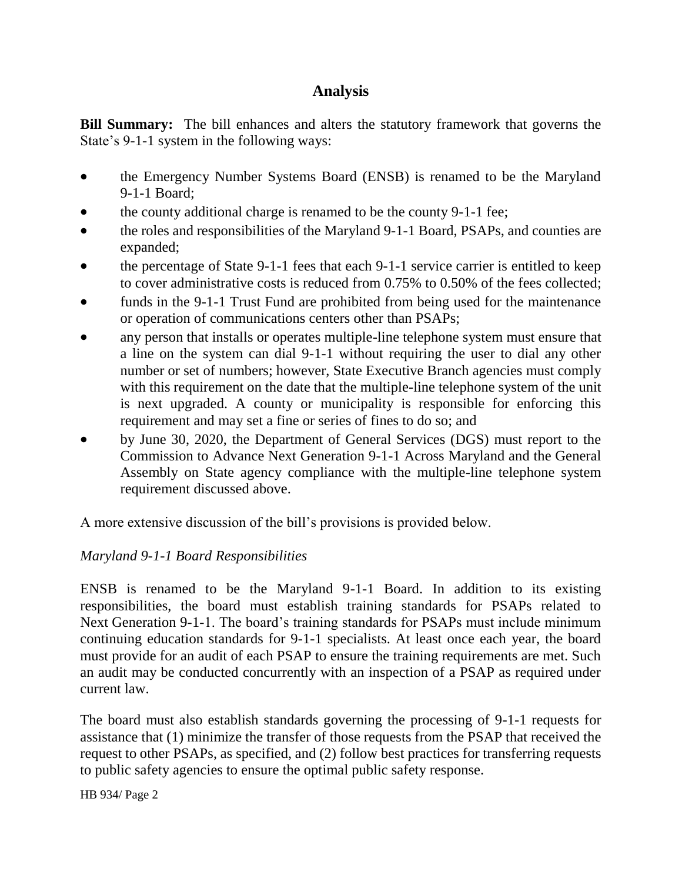## Analysis

**Bill Summary:** The bill enhances and alters the statutory framework that governs the State's 9-1-1 system in the following ways:

- the Emergency Number Systems Board (ENSB) is renamed to be the Maryland 9-1-1 Board;
- the county additional charge is renamed to be the county 9-1-1 fee;
- the roles and responsibilities of the Maryland 9-1-1 Board, PSAPs, and counties are expanded;
- the percentage of State 9-1-1 fees that each 9-1-1 service carrier is entitled to keep to cover administrative costs is reduced from 0.75% to 0.50% of the fees collected;
- funds in the 9-1-1 Trust Fund are prohibited from being used for the maintenance or operation of communications centers other than PSAPs;
- any person that installs or operates multiple-line telephone system must ensure that a line on the system can dial 9-1-1 without requiring the user to dial any other number or set of numbers; however, State Executive Branch agencies must comply with this requirement on the date that the multiple-line telephone system of the unit is next upgraded. A county or municipality is responsible for enforcing this requirement and may set a fine or series of fines to do so; and
- by June 30, 2020, the Department of General Services (DGS) must report to the Commission to Advance Next Generation 9-1-1 Across Maryland and the General Assembly on State agency compliance with the multiple-line telephone system requirement discussed above.

A more extensive discussion of the bill's provisions is provided below.

*Maryland 9-1-1 Board Responsibilities*

ENSB is renamed to be the Maryland 9-1-1 Board. In addition to its existing responsibilities, the board must establish training standards for PSAPs related to Next Generation 9-1-1. The board's training standards for PSAPs must include minimum continuing education standards for 9-1-1 specialists. At least once each year, the board must provide for an audit of each PSAP to ensure the training requirements are met. Such an audit may be conducted concurrently with an inspection of a PSAP as required under current law.

The board must also establish standards governing the processing of 9-1-1 requests for assistance that (1) minimize the transfer of those requests from the PSAP that received the request to other PSAPs, as specified, and (2) follow best practices for transferring requests to public safety agencies to ensure the optimal public safety response.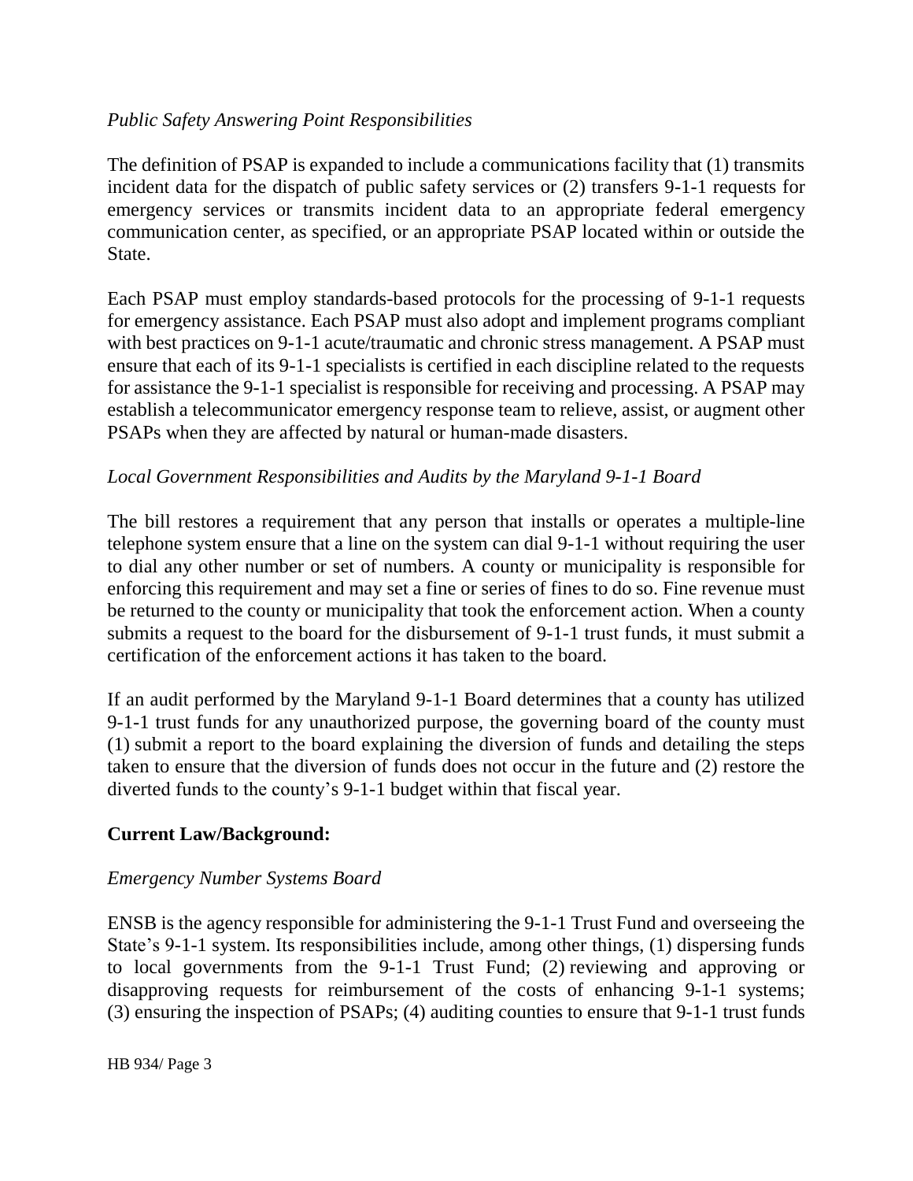*Public Safety Answering Point Responsibilities*

The definition of PSAP is expanded to include a communications facility that (1) transmits incident data for the dispatch of public safety services or (2) transfers 9-1-1 requests for emergency services or transmits incident data to an appropriate federal emergency communication center, as specified, or an appropriate PSAP located within or outside the State.

Each PSAP must employ standards-based protocols for the processing of 9-1-1 requests for emergency assistance. Each PSAP must also adopt and implement programs compliant with best practices on 9-1-1 acute/traumatic and chronic stress management. A PSAP must ensure that each of its 9-1-1 specialists is certified in each discipline related to the requests for assistance the 9-1-1 specialist is responsible for receiving and processing. A PSAP may establish a telecommunicator emergency response team to relieve, assist, or augment other PSAPs when they are affected by natural or human-made disasters.

*Local Government Responsibilities and Audits by the Maryland 9-1-1 Board*

The bill restores a requirement that any person that installs or operates a multiple-line telephone system ensure that a line on the system can dial 9-1-1 without requiring the user to dial any other number or set of numbers. A county or municipality is responsible for enforcing this requirement and may set a fine or series of fines to do so. Fine revenue must be returned to the county or municipality that took the enforcement action. When a county submits a request to the board for the disbursement of 9-1-1 trust funds, it must submit a certification of the enforcement actions it has taken to the board.

If an audit performed by the Maryland 9-1-1 Board determines that a county has utilized 9-1-1 trust funds for any unauthorized purpose, the governing board of the county must (1) submit a report to the board explaining the diversion of funds and detailing the steps taken to ensure that the diversion of funds does not occur in the future and (2) restore the diverted funds to the county's 9-1-1 budget within that fiscal year.

**Current Law/Background:**

*Emergency Number Systems Board*

ENSB is the agency responsible for administering the 9-1-1 Trust Fund and overseeing the State's 9-1-1 system. Its responsibilities include, among other things, (1) dispersing funds to local governments from the 9-1-1 Trust Fund; (2) reviewing and approving or disapproving requests for reimbursement of the costs of enhancing 9-1-1 systems; (3) ensuring the inspection of PSAPs; (4) auditing counties to ensure that 9-1-1 trust funds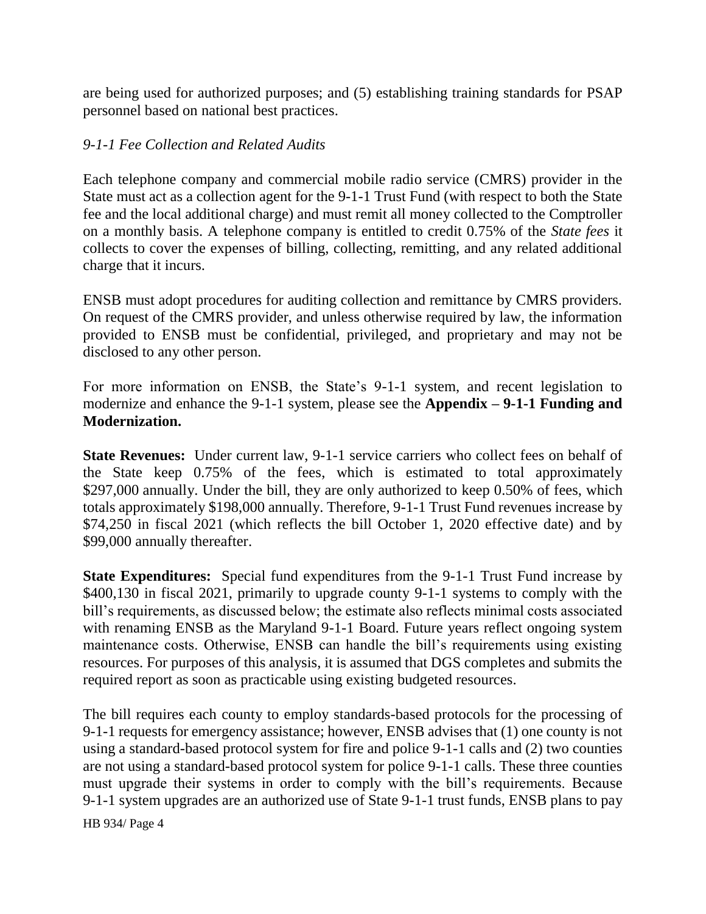are being used for authorized purposes; and (5) establishing training standards for PSAP personnel based on national best practices.

*9-1-1 Fee Collection and Related Audits*

Each telephone company and commercial mobile radio service (CMRS) provider in the State must act as a collection agent for the 9-1-1 Trust Fund (with respect to both the State fee and the local additional charge) and must remit all money collected to the Comptroller on a monthly basis. A telephone company is entitled to credit 0.75% of the *State fees* it collects to cover the expenses of billing, collecting, remitting, and any related additional charge that it incurs.

ENSB must adopt procedures for auditing collection and remittance by CMRS providers. On request of the CMRS provider, and unless otherwise required by law, the information provided to ENSB must be confidential, privileged, and proprietary and may not be disclosed to any other person.

For more information on ENSB, the State's 9-1-1 system, and recent legislation to modernize and enhance the 9-1-1 system, please see the **Appendix – 9-1-1 Funding and Modernization.**

**State Revenues:** Under current law, 9-1-1 service carriers who collect fees on behalf of the State keep 0.75% of the fees, which is estimated to total approximately $297,000 annually. Under the bill, they are only authorized to keep 0.50% of fees, which totals approximately $198,000 annually. Therefore, 9-1-1 Trust Fund revenues increase by $74,250 in fiscal 2021 (which reflects the bill October 1, 2020 effective date) and by $99,000 annually thereafter.

**State Expenditures:** Special fund expenditures from the 9-1-1 Trust Fund increase by $400,130 in fiscal 2021, primarily to upgrade county 9-1-1 systems to comply with the bill's requirements, as discussed below; the estimate also reflects minimal costs associated with renaming ENSB as the Maryland 9-1-1 Board. Future years reflect ongoing system maintenance costs. Otherwise, ENSB can handle the bill's requirements using existing resources. For purposes of this analysis, it is assumed that DGS completes and submits the required report as soon as practicable using existing budgeted resources.

The bill requires each county to employ standards-based protocols for the processing of 9-1-1 requests for emergency assistance; however, ENSB advises that (1) one county is not using a standard-based protocol system for fire and police 9-1-1 calls and (2) two counties are not using a standard-based protocol system for police 9-1-1 calls. These three counties must upgrade their systems in order to comply with the bill's requirements. Because 9-1-1 system upgrades are an authorized use of State 9-1-1 trust funds, ENSB plans to pay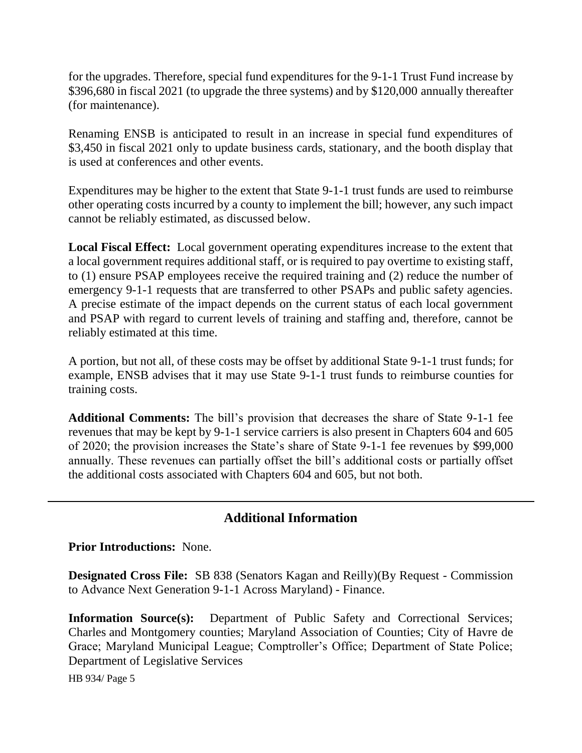for the upgrades. Therefore, special fund expenditures for the 9-1-1 Trust Fund increase by $396,680 in fiscal 2021 (to upgrade the three systems) and by $120,000 annually thereafter (for maintenance).

Renaming ENSB is anticipated to result in an increase in special fund expenditures of $3,450 in fiscal 2021 only to update business cards, stationary, and the booth display that is used at conferences and other events.

Expenditures may be higher to the extent that State 9-1-1 trust funds are used to reimburse other operating costs incurred by a county to implement the bill; however, any such impact cannot be reliably estimated, as discussed below.

**Local Fiscal Effect:** Local government operating expenditures increase to the extent that a local government requires additional staff, or is required to pay overtime to existing staff, to (1) ensure PSAP employees receive the required training and (2) reduce the number of emergency 9-1-1 requests that are transferred to other PSAPs and public safety agencies. A precise estimate of the impact depends on the current status of each local government and PSAP with regard to current levels of training and staffing and, therefore, cannot be reliably estimated at this time.

A portion, but not all, of these costs may be offset by additional State 9-1-1 trust funds; for example, ENSB advises that it may use State 9-1-1 trust funds to reimburse counties for training costs.

**Additional Comments:** The bill's provision that decreases the share of State 9-1-1 fee revenues that may be kept by 9-1-1 service carriers is also present in Chapters 604 and 605 of 2020; the provision increases the State's share of State 9-1-1 fee revenues by $99,000 annually. These revenues can partially offset the bill's additional costs or partially offset the additional costs associated with Chapters 604 and 605, but not both.

---

## Additional Information

**Prior Introductions:** None.

**Designated Cross File:** SB 838 (Senators Kagan and Reilly)(By Request - Commission to Advance Next Generation 9-1-1 Across Maryland) - Finance.

**Information Source(s):** Department of Public Safety and Correctional Services; Charles and Montgomery counties; Maryland Association of Counties; City of Havre de Grace; Maryland Municipal League; Comptroller's Office; Department of State Police; Department of Legislative Services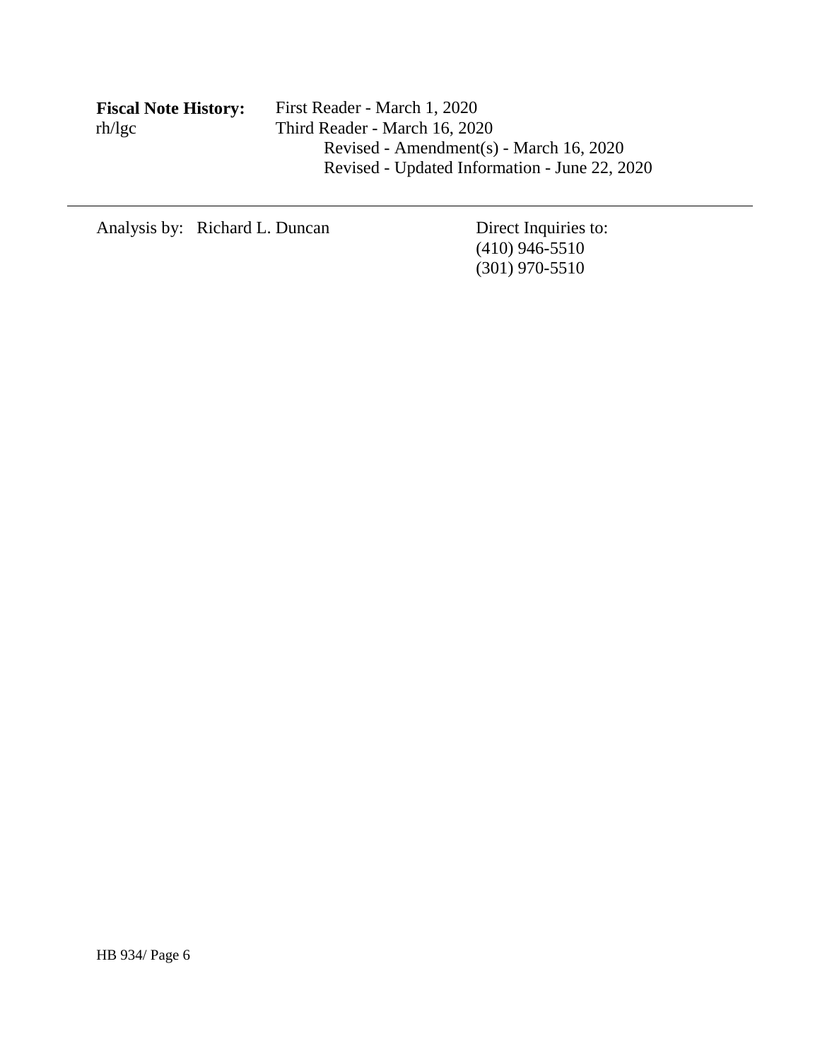**Fiscal Note History:** First Reader - March 1, 2020
rh/lgc Third Reader - March 16, 2020
Revised - Amendment(s) - March 16, 2020
Revised - Updated Information - June 22, 2020

---

Analysis by: Richard L. Duncan

Direct Inquiries to:
(410) 946-5510
(301) 970-5510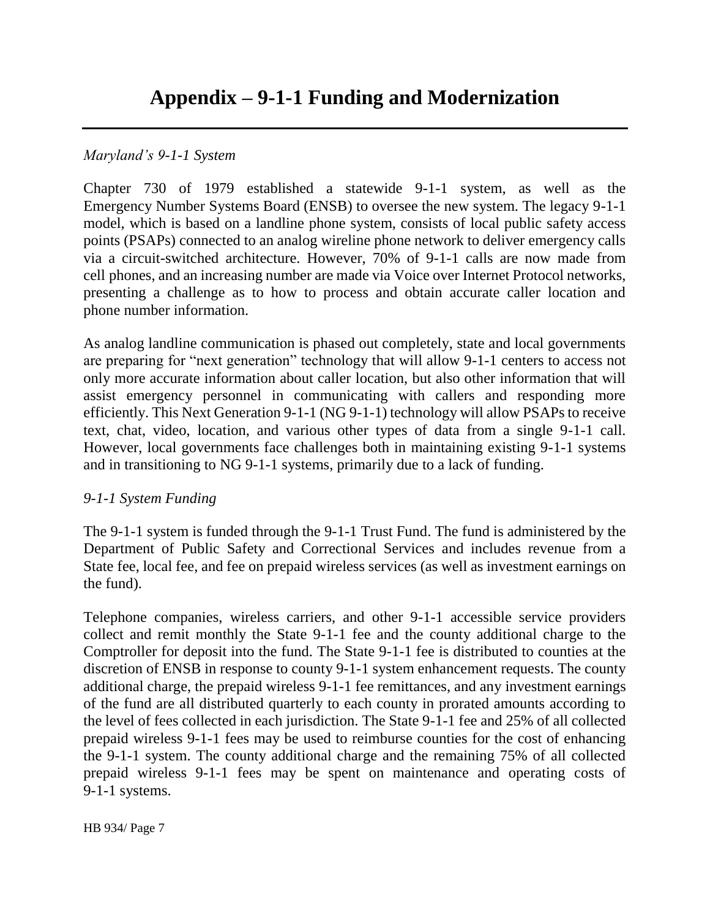# Appendix – 9-1-1 Funding and Modernization

*Maryland's 9-1-1 System*

Chapter 730 of 1979 established a statewide 9-1-1 system, as well as the Emergency Number Systems Board (ENSB) to oversee the new system. The legacy 9-1-1 model, which is based on a landline phone system, consists of local public safety access points (PSAPs) connected to an analog wireline phone network to deliver emergency calls via a circuit-switched architecture. However, 70% of 9-1-1 calls are now made from cell phones, and an increasing number are made via Voice over Internet Protocol networks, presenting a challenge as to how to process and obtain accurate caller location and phone number information.

As analog landline communication is phased out completely, state and local governments are preparing for "next generation" technology that will allow 9-1-1 centers to access not only more accurate information about caller location, but also other information that will assist emergency personnel in communicating with callers and responding more efficiently. This Next Generation 9-1-1 (NG 9-1-1) technology will allow PSAPs to receive text, chat, video, location, and various other types of data from a single 9-1-1 call. However, local governments face challenges both in maintaining existing 9-1-1 systems and in transitioning to NG 9-1-1 systems, primarily due to a lack of funding.

*9-1-1 System Funding*

The 9-1-1 system is funded through the 9-1-1 Trust Fund. The fund is administered by the Department of Public Safety and Correctional Services and includes revenue from a State fee, local fee, and fee on prepaid wireless services (as well as investment earnings on the fund).

Telephone companies, wireless carriers, and other 9-1-1 accessible service providers collect and remit monthly the State 9-1-1 fee and the county additional charge to the Comptroller for deposit into the fund. The State 9-1-1 fee is distributed to counties at the discretion of ENSB in response to county 9-1-1 system enhancement requests. The county additional charge, the prepaid wireless 9-1-1 fee remittances, and any investment earnings of the fund are all distributed quarterly to each county in prorated amounts according to the level of fees collected in each jurisdiction. The State 9-1-1 fee and 25% of all collected prepaid wireless 9-1-1 fees may be used to reimburse counties for the cost of enhancing the 9-1-1 system. The county additional charge and the remaining 75% of all collected prepaid wireless 9-1-1 fees may be spent on maintenance and operating costs of 9-1-1 systems.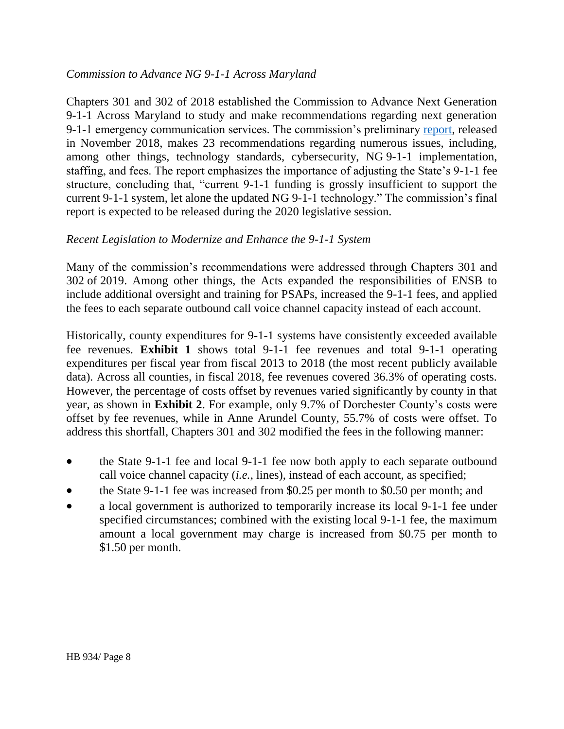*Commission to Advance NG 9-1-1 Across Maryland*

Chapters 301 and 302 of 2018 established the Commission to Advance Next Generation 9-1-1 Across Maryland to study and make recommendations regarding next generation 9-1-1 emergency communication services. The commission's preliminary report, released in November 2018, makes 23 recommendations regarding numerous issues, including, among other things, technology standards, cybersecurity, NG 9-1-1 implementation, staffing, and fees. The report emphasizes the importance of adjusting the State's 9-1-1 fee structure, concluding that, "current 9-1-1 funding is grossly insufficient to support the current 9-1-1 system, let alone the updated NG 9-1-1 technology." The commission's final report is expected to be released during the 2020 legislative session.

*Recent Legislation to Modernize and Enhance the 9-1-1 System*

Many of the commission's recommendations were addressed through Chapters 301 and 302 of 2019. Among other things, the Acts expanded the responsibilities of ENSB to include additional oversight and training for PSAPs, increased the 9-1-1 fees, and applied the fees to each separate outbound call voice channel capacity instead of each account.

Historically, county expenditures for 9-1-1 systems have consistently exceeded available fee revenues. **Exhibit 1** shows total 9-1-1 fee revenues and total 9-1-1 operating expenditures per fiscal year from fiscal 2013 to 2018 (the most recent publicly available data). Across all counties, in fiscal 2018, fee revenues covered 36.3% of operating costs. However, the percentage of costs offset by revenues varied significantly by county in that year, as shown in **Exhibit 2**. For example, only 9.7% of Dorchester County's costs were offset by fee revenues, while in Anne Arundel County, 55.7% of costs were offset. To address this shortfall, Chapters 301 and 302 modified the fees in the following manner:

- the State 9-1-1 fee and local 9-1-1 fee now both apply to each separate outbound call voice channel capacity (*i.e.*, lines), instead of each account, as specified;
- the State 9-1-1 fee was increased from $0.25 per month to $0.50 per month; and
- a local government is authorized to temporarily increase its local 9-1-1 fee under specified circumstances; combined with the existing local 9-1-1 fee, the maximum amount a local government may charge is increased from $0.75 per month to $1.50 per month.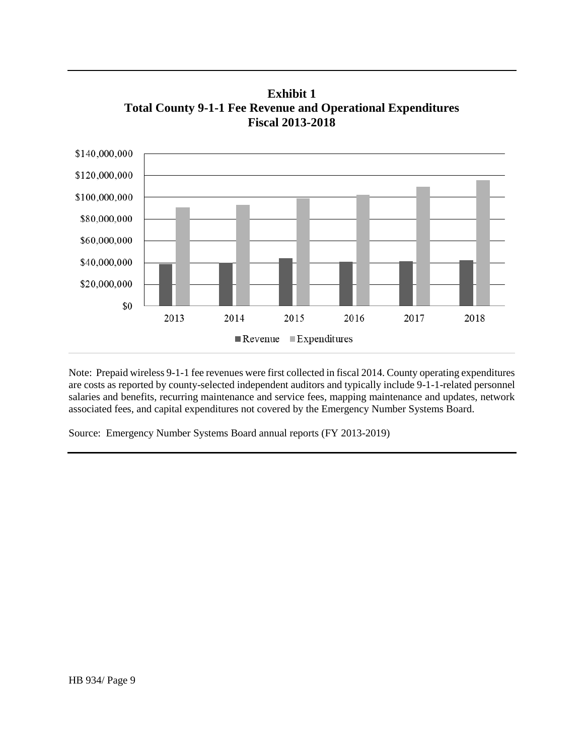**Exhibit 1**
**Total County 9-1-1 Fee Revenue and Operational Expenditures**
**Fiscal 2013-2018**

Note: Prepaid wireless 9-1-1 fee revenues were first collected in fiscal 2014. County operating expenditures are costs as reported by county-selected independent auditors and typically include 9-1-1-related personnel salaries and benefits, recurring maintenance and service fees, mapping maintenance and updates, network associated fees, and capital expenditures not covered by the Emergency Number Systems Board.

Source: Emergency Number Systems Board annual reports (FY 2013-2019)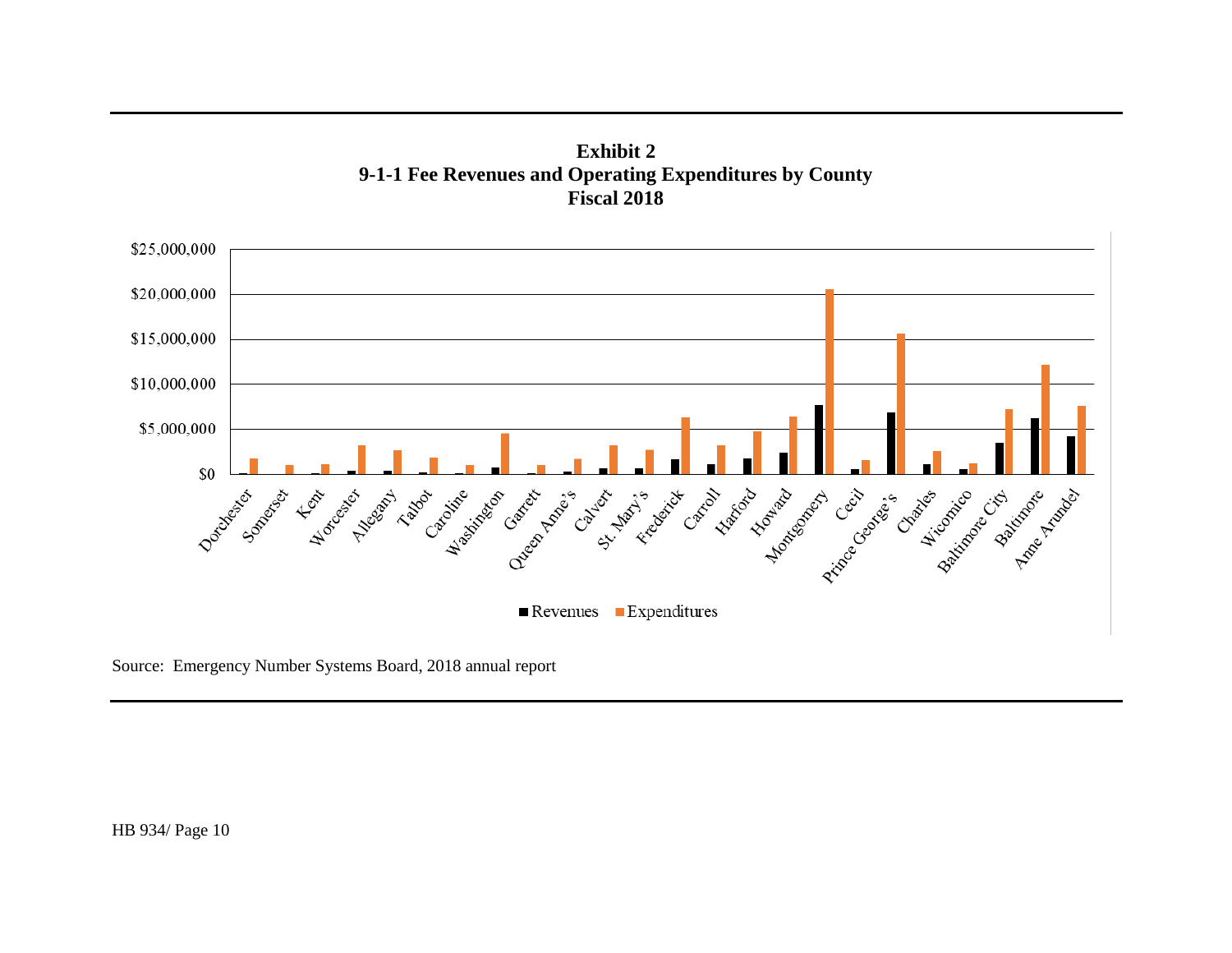**Exhibit 2**
**9-1-1 Fee Revenues and Operating Expenditures by County**
**Fiscal 2018**

$25,000,000
$20,000,000
$15,000,000
$10,000,000
$5,000,000
$0

Dorchester
Somerset
Kent
Worcester
Allegany
Talbot
Caroline
Washington
Garrett
Queen Anne's
Calvert
St. Mary's
Frederick
Carroll
Harford
Howard
Montgomery
Cecil
Prince George's
Charles
Wicomico
Baltimore City
Baltimore
Anne Arundel

Revenues
Expenditures

Source: Emergency Number Systems Board, 2018 annual report